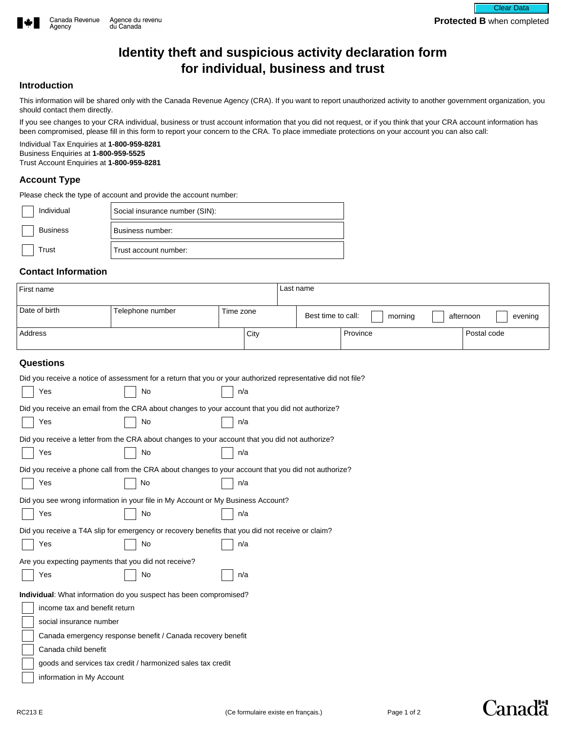Canada Revenue Agency / Agence du revenu du Canada

**Protected B** when completed

# Identity theft and suspicious activity declaration form for individual, business and trust

## Introduction

This information will be shared only with the Canada Revenue Agency (CRA). If you want to report unauthorized activity to another government organization, you should contact them directly.

If you see changes to your CRA individual, business or trust account information that you did not request, or if you think that your CRA account information has been compromised, please fill in this form to report your concern to the CRA. To place immediate protections on your account you can also call:

Individual Tax Enquiries at **1-800-959-8281**
Business Enquiries at **1-800-959-5525**
Trust Account Enquiries at **1-800-959-8281**

## Account Type

Please check the type of account and provide the account number:

| | |
|---|---|
| ☐ Individual | Social insurance number (SIN): |
| ☐ Business | Business number: |
| ☐ Trust | Trust account number: |

## Contact Information

| First name | | Last name | |
|---|---|---|---|
| Date of birth | Telephone number | Time zone | Best time to call: ☐ morning ☐ afternoon ☐ evening |
| Address | City | Province | Postal code |

## Questions

Did you receive a notice of assessment for a return that you or your authorized representative did not file?

☐ Yes ☐ No ☐ n/a

Did you receive an email from the CRA about changes to your account that you did not authorize?

☐ Yes ☐ No ☐ n/a

Did you receive a letter from the CRA about changes to your account that you did not authorize?

☐ Yes ☐ No ☐ n/a

Did you receive a phone call from the CRA about changes to your account that you did not authorize?

☐ Yes ☐ No ☐ n/a

Did you see wrong information in your file in My Account or My Business Account?

☐ Yes ☐ No ☐ n/a

Did you receive a T4A slip for emergency or recovery benefits that you did not receive or claim?

☐ Yes ☐ No ☐ n/a

Are you expecting payments that you did not receive?

☐ Yes ☐ No ☐ n/a

**Individual**: What information do you suspect has been compromised?

- ☐ income tax and benefit return
- ☐ social insurance number
- ☐ Canada emergency response benefit / Canada recovery benefit
- ☐ Canada child benefit
- ☐ goods and services tax credit / harmonized sales tax credit
- ☐ information in My Account

RC213 E (Ce formulaire existe en français.)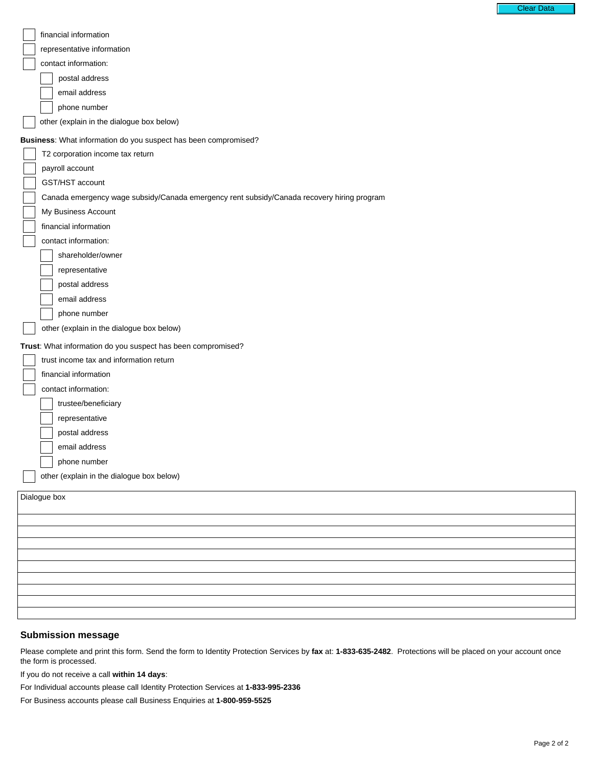- [ ] financial information
- [ ] representative information
- [ ] contact information:
  - [ ] postal address
  - [ ] email address
  - [ ] phone number
- [ ] other (explain in the dialogue box below)

**Business**: What information do you suspect has been compromised?

- [ ] T2 corporation income tax return
- [ ] payroll account
- [ ] GST/HST account
- [ ] Canada emergency wage subsidy/Canada emergency rent subsidy/Canada recovery hiring program
- [ ] My Business Account
- [ ] financial information
- [ ] contact information:
  - [ ] shareholder/owner
  - [ ] representative
  - [ ] postal address
  - [ ] email address
  - [ ] phone number
- [ ] other (explain in the dialogue box below)

**Trust**: What information do you suspect has been compromised?

- [ ] trust income tax and information return
- [ ] financial information
- [ ] contact information:
  - [ ] trustee/beneficiary
  - [ ] representative
  - [ ] postal address
  - [ ] email address
  - [ ] phone number
- [ ] other (explain in the dialogue box below)

| Dialogue box |
| --- |
| |
| |
| |
| |
| |
| |
| |
| |
| |

## Submission message

Please complete and print this form. Send the form to Identity Protection Services by **fax** at: **1-833-635-2482**. Protections will be placed on your account once the form is processed.

If you do not receive a call **within 14 days**:

For Individual accounts please call Identity Protection Services at **1-833-995-2336**

For Business accounts please call Business Enquiries at **1-800-959-5525**